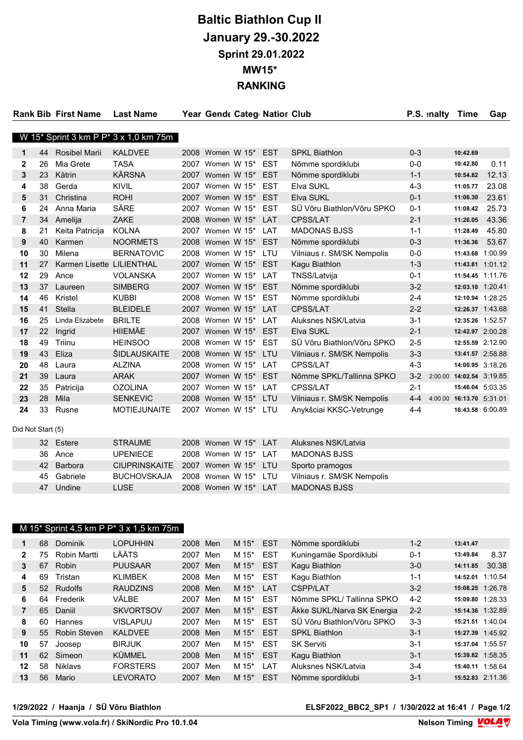# Baltic Biathlon Cup II

## January 29.-30.2022

### Sprint 29.01.2022

### MW15*

### RANKING

**W 15* Sprint 3 km P P* 3 x 1,0 km 75m**

| Rank | Bib | First Name | Last Name | Year | Gender | Category | Nation | Club | P.S. | Penalty | Time | Gap |
|---|---|---|---|---|---|---|---|---|---|---|---|---|
| 1 | 44 | Rosibel Marii | KALDVEE | 2008 | Women | W 15* | EST | SPKL Biathlon | 0-3 | | 10:42.69 | |
| 2 | 26 | Mia Grete | TASA | 2007 | Women | W 15* | EST | Nõmme spordiklubi | 0-0 | | 10:42.80 | 0.11 |
| 3 | 23 | Kätrin | KÄRSNA | 2007 | Women | W 15* | EST | Nõmme spordiklubi | 1-1 | | 10:54.82 | 12.13 |
| 4 | 38 | Gerda | KIVIL | 2007 | Women | W 15* | EST | Elva SUKL | 4-3 | | 11:05.77 | 23.08 |
| 5 | 31 | Christina | ROHI | 2007 | Women | W 15* | EST | Elva SUKL | 0-1 | | 11:06.30 | 23.61 |
| 6 | 24 | Anna Maria | SÄRE | 2007 | Women | W 15* | EST | SÜ Võru Biathlon/Võru SPKO | 0-1 | | 11:08.42 | 25.73 |
| 7 | 34 | Amelija | ZAKE | 2008 | Women | W 15* | LAT | CPSS/LAT | 2-1 | | 11:26.05 | 43.36 |
| 8 | 21 | Keita Patricija | KOLNA | 2007 | Women | W 15* | LAT | MADONAS BJSS | 1-1 | | 11:28.49 | 45.80 |
| 9 | 40 | Karmen | NOORMETS | 2008 | Women | W 15* | EST | Nõmme spordiklubi | 0-3 | | 11:36.36 | 53.67 |
| 10 | 30 | Milena | BERNATOVIC | 2008 | Women | W 15* | LTU | Vilniaus r. SM/SK Nempolis | 0-0 | | 11:43.68 | 1:00.99 |
| 11 | 27 | Karmen Lisette | LILIENTHAL | 2007 | Women | W 15* | EST | Kagu Biathlon | 1-3 | | 11:43.81 | 1:01.12 |
| 12 | 29 | Ance | VOLANSKA | 2007 | Women | W 15* | LAT | TNSS/Latvija | 0-1 | | 11:54.45 | 1:11.76 |
| 13 | 37 | Laureen | SIMBERG | 2007 | Women | W 15* | EST | Nõmme spordiklubi | 3-2 | | 12:03.10 | 1:20.41 |
| 14 | 46 | Kristel | KUBBI | 2008 | Women | W 15* | EST | Nõmme spordiklubi | 2-4 | | 12:10.94 | 1:28.25 |
| 15 | 41 | Stella | BLEIDELE | 2007 | Women | W 15* | LAT | CPSS/LAT | 2-2 | | 12:26.37 | 1:43.68 |
| 16 | 25 | Linda Elizabete | BRILTE | 2008 | Women | W 15* | LAT | Aluksnes NSK/Latvia | 3-1 | | 12:35.26 | 1:52.57 |
| 17 | 22 | Ingrid | HIIEMÄE | 2007 | Women | W 15* | EST | Elva SUKL | 2-1 | | 12:42.97 | 2:00.28 |
| 18 | 49 | Triinu | HEINSOO | 2008 | Women | W 15* | EST | SÜ Võru Biathlon/Võru SPKO | 2-5 | | 12:55.59 | 2:12.90 |
| 19 | 43 | Eliza | ŠIDLAUSKAITE | 2008 | Women | W 15* | LTU | Vilniaus r. SM/SK Nempolis | 3-3 | | 13:41.57 | 2:58.88 |
| 20 | 48 | Laura | ALZINA | 2008 | Women | W 15* | LAT | CPSS/LAT | 4-3 | | 14:00.95 | 3:18.26 |
| 21 | 39 | Laura | ARAK | 2007 | Women | W 15* | EST | Nõmme SPKL/Tallinna SPKO | 3-2 | 2:00.00 | 14:02.54 | 3:19.85 |
| 22 | 35 | Patricija | OZOLINA | 2007 | Women | W 15* | LAT | CPSS/LAT | 2-1 | | 15:46.04 | 5:03.35 |
| 23 | 28 | Mila | SENKEVIC | 2008 | Women | W 15* | LTU | Vilniaus r. SM/SK Nempolis | 4-4 | 4:00.00 | 16:13.70 | 5:31.01 |
| 24 | 33 | Rusne | MOTIEJUNAITE | 2007 | Women | W 15* | LTU | Anykšciai KKSC-Vetrunge | 4-4 | | 16:43.58 | 6:00.89 |

Did Not Start (5)

| Bib | First Name | Last Name | Year | Gender | Category | Nation | Club |
|---|---|---|---|---|---|---|---|
| 32 | Estere | STRAUME | 2008 | Women | W 15* | LAT | Aluksnes NSK/Latvia |
| 36 | Ance | UPENIECE | 2008 | Women | W 15* | LAT | MADONAS BJSS |
| 42 | Barbora | CIUPRINSKAITE | 2007 | Women | W 15* | LTU | Sporto pramogos |
| 45 | Gabriele | BUCHOVSKAJA | 2008 | Women | W 15* | LTU | Vilniaus r. SM/SK Nempolis |
| 47 | Undine | LUSE | 2008 | Women | W 15* | LAT | MADONAS BJSS |

**M 15* Sprint 4,5 km P P* 3 x 1,5 km 75m**

| Rank | Bib | First Name | Last Name | Year | Gender | Category | Nation | Club | P.S. | Penalty | Time | Gap |
|---|---|---|---|---|---|---|---|---|---|---|---|---|
| 1 | 68 | Dominik | LOPUHHIN | 2008 | Men | M 15* | EST | Nõmme spordiklubi | 1-2 | | 13:41.47 | |
| 2 | 75 | Robin Martti | LÄÄTS | 2007 | Men | M 15* | EST | Kuningamäe Spordiklubi | 0-1 | | 13:49.84 | 8.37 |
| 3 | 67 | Robin | PUUSAAR | 2008 | Men | M 15* | EST | Kagu Biathlon | 3-0 | | 14:11.85 | 30.38 |
| 4 | 69 | Tristan | KLIMBEK | 2008 | Men | M 15* | EST | Kagu Biathlon | 1-1 | | 14:52.01 | 1:10.54 |
| 5 | 52 | Rudolfs | RAUDZINS | 2008 | Men | M 15* | LAT | CSPP/LAT | 3-2 | | 15:08.25 | 1:26.78 |
| 6 | 64 | Frederik | VÄLBE | 2007 | Men | M 15* | EST | Nõmme SPKL/ Tallinna SPKO | 4-2 | | 15:09.80 | 1:28.33 |
| 7 | 65 | Daniil | SKVORTSOV | 2007 | Men | M 15* | EST | Äkke SUKL/Narva SK Energia | 2-2 | | 15:14.36 | 1:32.89 |
| 8 | 60 | Hannes | VISLAPUU | 2007 | Men | M 15* | EST | SÜ Võru Biathlon/Võru SPKO | 3-3 | | 15:21.51 | 1:40.04 |
| 9 | 55 | Robin Steven | KALDVEE | 2008 | Men | M 15* | EST | SPKL Biathlon | 3-1 | | 15:27.39 | 1:45.92 |
| 10 | 57 | Joosep | BIRJUK | 2007 | Men | M 15* | EST | SK Serviti | 3-1 | | 15:37.04 | 1:55.57 |
| 11 | 62 | Simeon | KÜMMEL | 2008 | Men | M 15* | EST | Kagu Biathlon | 3-1 | | 15:39.82 | 1:58.35 |
| 12 | 58 | Niklavs | FORSTERS | 2007 | Men | M 15* | LAT | Aluksnes NSK/Latvia | 3-4 | | 15:40.11 | 1:58.64 |
| 13 | 56 | Mario | LEVORATO | 2007 | Men | M 15* | EST | Nõmme spordiklubi | 3-1 | | 15:52.83 | 2:11.36 |

1/29/2022 / Haanja / SÜ Võru Biathlon

ELSF2022_BBC2_SP1 / 1/30/2022 at 16:41

Vola Timing (www.vola.fr) / SkiNordic Pro 10.1.04

Nelson Timing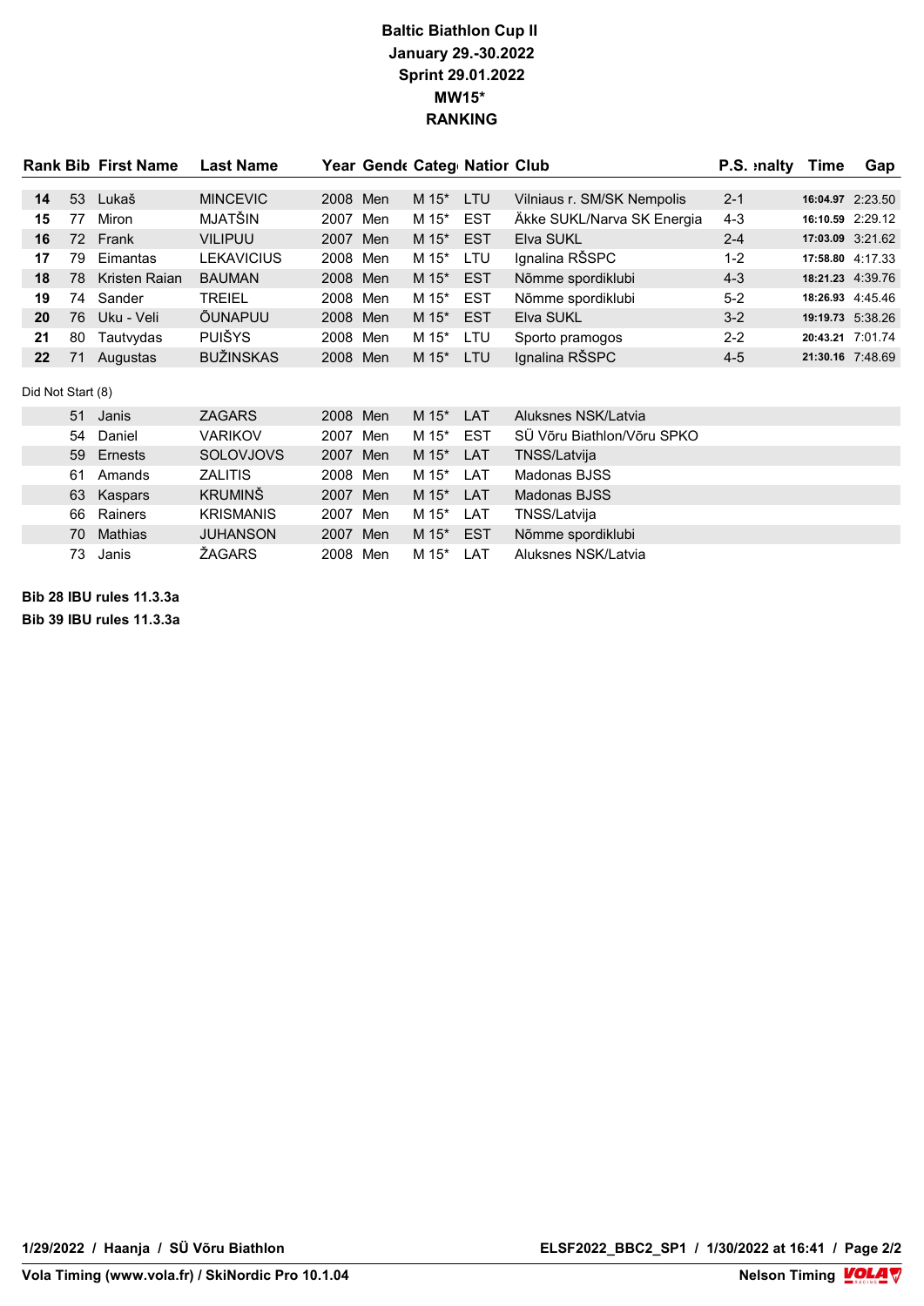**Baltic Biathlon Cup II**
**January 29.-30.2022**
**Sprint 29.01.2022**
**MW15***
**RANKING**

| Rank | Bib | First Name | Last Name | Year | Gender | Category | Nation | Club | P.S. | Penalty | Time | Gap |
|---|---|---|---|---|---|---|---|---|---|---|---|---|
| 14 | 53 | Lukaš | MINCEVIC | 2008 | Men | M 15* | LTU | Vilniaus r. SM/SK Nempolis | 2-1 | | 16:04.97 | 2:23.50 |
| 15 | 77 | Miron | MJATŠIN | 2007 | Men | M 15* | EST | Äkke SUKL/Narva SK Energia | 4-3 | | 16:10.59 | 2:29.12 |
| 16 | 72 | Frank | VILIPUU | 2007 | Men | M 15* | EST | Elva SUKL | 2-4 | | 17:03.09 | 3:21.62 |
| 17 | 79 | Eimantas | LEKAVICIUS | 2008 | Men | M 15* | LTU | Ignalina RŠSPC | 1-2 | | 17:58.80 | 4:17.33 |
| 18 | 78 | Kristen Raian | BAUMAN | 2008 | Men | M 15* | EST | Nõmme spordiklubi | 4-3 | | 18:21.23 | 4:39.76 |
| 19 | 74 | Sander | TREIEL | 2008 | Men | M 15* | EST | Nõmme spordiklubi | 5-2 | | 18:26.93 | 4:45.46 |
| 20 | 76 | Uku - Veli | ÕUNAPUU | 2008 | Men | M 15* | EST | Elva SUKL | 3-2 | | 19:19.73 | 5:38.26 |
| 21 | 80 | Tautvydas | PUIŠYS | 2008 | Men | M 15* | LTU | Sporto pramogos | 2-2 | | 20:43.21 | 7:01.74 |
| 22 | 71 | Augustas | BUŽINSKAS | 2008 | Men | M 15* | LTU | Ignalina RŠSPC | 4-5 | | 21:30.16 | 7:48.69 |

Did Not Start (8)

| Bib | First Name | Last Name | Year | Gender | Category | Nation | Club |
|---|---|---|---|---|---|---|---|
| 51 | Janis | ZAGARS | 2008 | Men | M 15* | LAT | Aluksnes NSK/Latvia |
| 54 | Daniel | VARIKOV | 2007 | Men | M 15* | EST | SÜ Võru Biathlon/Võru SPKO |
| 59 | Ernests | SOLOVJOVS | 2007 | Men | M 15* | LAT | TNSS/Latvija |
| 61 | Amands | ZALITIS | 2008 | Men | M 15* | LAT | Madonas BJSS |
| 63 | Kaspars | KRUMINŠ | 2007 | Men | M 15* | LAT | Madonas BJSS |
| 66 | Rainers | KRISMANIS | 2007 | Men | M 15* | LAT | TNSS/Latvija |
| 70 | Mathias | JUHANSON | 2007 | Men | M 15* | EST | Nõmme spordiklubi |
| 73 | Janis | ŽAGARS | 2008 | Men | M 15* | LAT | Aluksnes NSK/Latvia |

**Bib 28 IBU rules 11.3.3a**

**Bib 39 IBU rules 11.3.3a**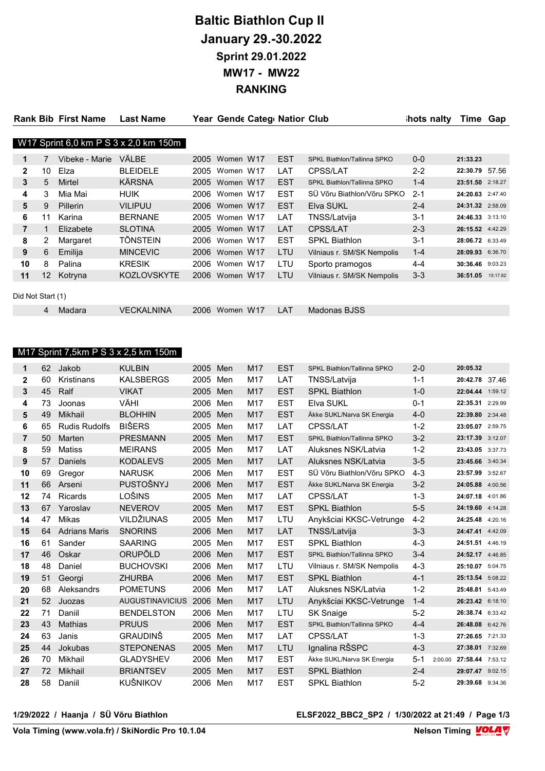# Baltic Biathlon Cup II

## January 29.-30.2022

## Sprint 29.01.2022

## MW17 - MW22

## RANKING

### W17 Sprint 6,0 km P S 3 x 2,0 km 150m

| Rank | Bib | First Name | Last Name | Year | Gender | Category | Nation | Club | Shots | Penalty | Time | Gap |
|---|---|---|---|---|---|---|---|---|---|---|---|---|
| 1 | 7 | Vibeke - Marie | VÄLBE | 2005 | Women | W17 | EST | SPKL Biathlon/Tallinna SPKO | 0-0 | | 21:33.23 | |
| 2 | 10 | Elza | BLEIDELE | 2005 | Women | W17 | LAT | CPSS/LAT | 2-2 | | 22:30.79 | 57.56 |
| 3 | 5 | Mirtel | KÄRSNA | 2005 | Women | W17 | EST | SPKL Biathlon/Tallinna SPKO | 1-4 | | 23:51.50 | 2:18.27 |
| 4 | 3 | Mia Mai | HUIK | 2006 | Women | W17 | EST | SÜ Võru Biathlon/Võru SPKO | 2-1 | | 24:20.63 | 2:47.40 |
| 5 | 9 | Pillerin | VILIPUU | 2006 | Women | W17 | EST | Elva SUKL | 2-4 | | 24:31.32 | 2:58.09 |
| 6 | 11 | Karina | BERNANE | 2005 | Women | W17 | LAT | TNSS/Latvija | 3-1 | | 24:46.33 | 3:13.10 |
| 7 | 1 | Elizabete | SLOTINA | 2005 | Women | W17 | LAT | CPSS/LAT | 2-3 | | 26:15.52 | 4:42.29 |
| 8 | 2 | Margaret | TÕNSTEIN | 2006 | Women | W17 | EST | SPKL Biathlon | 3-1 | | 28:06.72 | 6:33.49 |
| 9 | 6 | Emilija | MINCEVIC | 2006 | Women | W17 | LTU | Vilniaus r. SM/SK Nempolis | 1-4 | | 28:09.93 | 6:36.70 |
| 10 | 8 | Palina | KRESIK | 2006 | Women | W17 | LTU | Sporto pramogos | 4-4 | | 30:36.46 | 9:03.23 |
| 11 | 12 | Kotryna | KOZLOVSKYTE | 2006 | Women | W17 | LTU | Vilniaus r. SM/SK Nempolis | 3-3 | | 36:51.05 | 15:17.82 |

Did Not Start (1)

| Rank | Bib | First Name | Last Name | Year | Gender | Category | Nation | Club | Shots | Penalty | Time | Gap |
|---|---|---|---|---|---|---|---|---|---|---|---|---|
| | 4 | Madara | VECKALNINA | 2006 | Women | W17 | LAT | Madonas BJSS | | | | |

### M17 Sprint 7,5km P S 3 x 2,5 km 150m

| Rank | Bib | First Name | Last Name | Year | Gender | Category | Nation | Club | Shots | Penalty | Time | Gap |
|---|---|---|---|---|---|---|---|---|---|---|---|---|
| 1 | 62 | Jakob | KULBIN | 2005 | Men | M17 | EST | SPKL Biathlon/Tallinna SPKO | 2-0 | | 20:05.32 | |
| 2 | 60 | Kristinans | KALSBERGS | 2005 | Men | M17 | LAT | TNSS/Latvija | 1-1 | | 20:42.78 | 37.46 |
| 3 | 45 | Ralf | VIKAT | 2005 | Men | M17 | EST | SPKL Biathlon | 1-0 | | 22:04.44 | 1:59.12 |
| 4 | 73 | Joonas | VÄHI | 2006 | Men | M17 | EST | Elva SUKL | 0-1 | | 22:35.31 | 2:29.99 |
| 5 | 49 | Mikhail | BLOHHIN | 2005 | Men | M17 | EST | Äkke SUKL/Narva SK Energia | 4-0 | | 22:39.80 | 2:34.48 |
| 6 | 65 | Rudis Rudolfs | BIŠERS | 2005 | Men | M17 | LAT | CPSS/LAT | 1-2 | | 23:05.07 | 2:59.75 |
| 7 | 50 | Marten | PRESMANN | 2005 | Men | M17 | EST | SPKL Biathlon/Tallinna SPKO | 3-2 | | 23:17.39 | 3:12.07 |
| 8 | 59 | Matiss | MEIRANS | 2005 | Men | M17 | LAT | Aluksnes NSK/Latvia | 1-2 | | 23:43.05 | 3:37.73 |
| 9 | 57 | Daniels | KODALEVS | 2005 | Men | M17 | LAT | Aluksnes NSK/Latvia | 3-5 | | 23:45.66 | 3:40.34 |
| 10 | 69 | Gregor | NARUSK | 2006 | Men | M17 | EST | SÜ Võru Biathlon/Võru SPKO | 4-3 | | 23:57.99 | 3:52.67 |
| 11 | 66 | Arseni | PUSTOŠNYJ | 2006 | Men | M17 | EST | Äkke SUKL/Narva SK Energia | 3-2 | | 24:05.88 | 4:00.56 |
| 12 | 74 | Ricards | LOŠINS | 2005 | Men | M17 | LAT | CPSS/LAT | 1-3 | | 24:07.18 | 4:01.86 |
| 13 | 67 | Yaroslav | NEVEROV | 2005 | Men | M17 | EST | SPKL Biathlon | 5-5 | | 24:19.60 | 4:14.28 |
| 14 | 47 | Mikas | VILDŽIUNAS | 2005 | Men | M17 | LTU | Anykšciai KKSC-Vetrunge | 4-2 | | 24:25.48 | 4:20.16 |
| 15 | 64 | Adrians Maris | SNORINS | 2006 | Men | M17 | LAT | TNSS/Latvija | 3-3 | | 24:47.41 | 4:42.09 |
| 16 | 61 | Sander | SAARING | 2005 | Men | M17 | EST | SPKL Biathlon | 4-3 | | 24:51.51 | 4:46.19 |
| 17 | 46 | Oskar | ORUPÕLD | 2006 | Men | M17 | EST | SPKL Biathlon/Tallinna SPKO | 3-4 | | 24:52.17 | 4:46.85 |
| 18 | 48 | Daniel | BUCHOVSKI | 2006 | Men | M17 | LTU | Vilniaus r. SM/SK Nempolis | 4-3 | | 25:10.07 | 5:04.75 |
| 19 | 51 | Georgi | ZHURBA | 2006 | Men | M17 | EST | SPKL Biathlon | 4-1 | | 25:13.54 | 5:08.22 |
| 20 | 68 | Aleksandrs | POMETUNS | 2006 | Men | M17 | LAT | Aluksnes NSK/Latvia | 1-2 | | 25:48.81 | 5:43.49 |
| 21 | 52 | Juozas | AUGUSTINAVICIUS | 2006 | Men | M17 | LTU | Anykšciai KKSC-Vetrunge | 1-4 | | 26:23.42 | 6:18.10 |
| 22 | 71 | Daniil | BENDELSTON | 2006 | Men | M17 | LTU | SK Snaige | 5-2 | | 26:38.74 | 6:33.42 |
| 23 | 43 | Mathias | PRUUS | 2006 | Men | M17 | EST | SPKL Biathlon/Tallinna SPKO | 4-4 | | 26:48.08 | 6:42.76 |
| 24 | 63 | Janis | GRAUDIŅŠ | 2005 | Men | M17 | LAT | CPSS/LAT | 1-3 | | 27:26.65 | 7:21.33 |
| 25 | 44 | Jokubas | STEPONENAS | 2005 | Men | M17 | LTU | Ignalina RŠSPC | 4-3 | | 27:38.01 | 7:32.69 |
| 26 | 70 | Mikhail | GLADYSHEV | 2006 | Men | M17 | EST | Äkke SUKL/Narva SK Energia | 5-1 | 2:00.00 | 27:58.44 | 7:53.12 |
| 27 | 72 | Mikhail | BRIANTSEV | 2005 | Men | M17 | EST | SPKL Biathlon | 2-4 | | 29:07.47 | 9:02.15 |
| 28 | 58 | Daniil | KUŠNIKOV | 2006 | Men | M17 | EST | SPKL Biathlon | 5-2 | | 29:39.68 | 9:34.36 |

1/29/2022 / Haanja / SÜ Võru Biathlon — ELSF2022_BBC2_SP2 / 1/30/2022 at 21:49

Vola Timing (www.vola.fr) / SkiNordic Pro 10.1.04 — Nelson Timing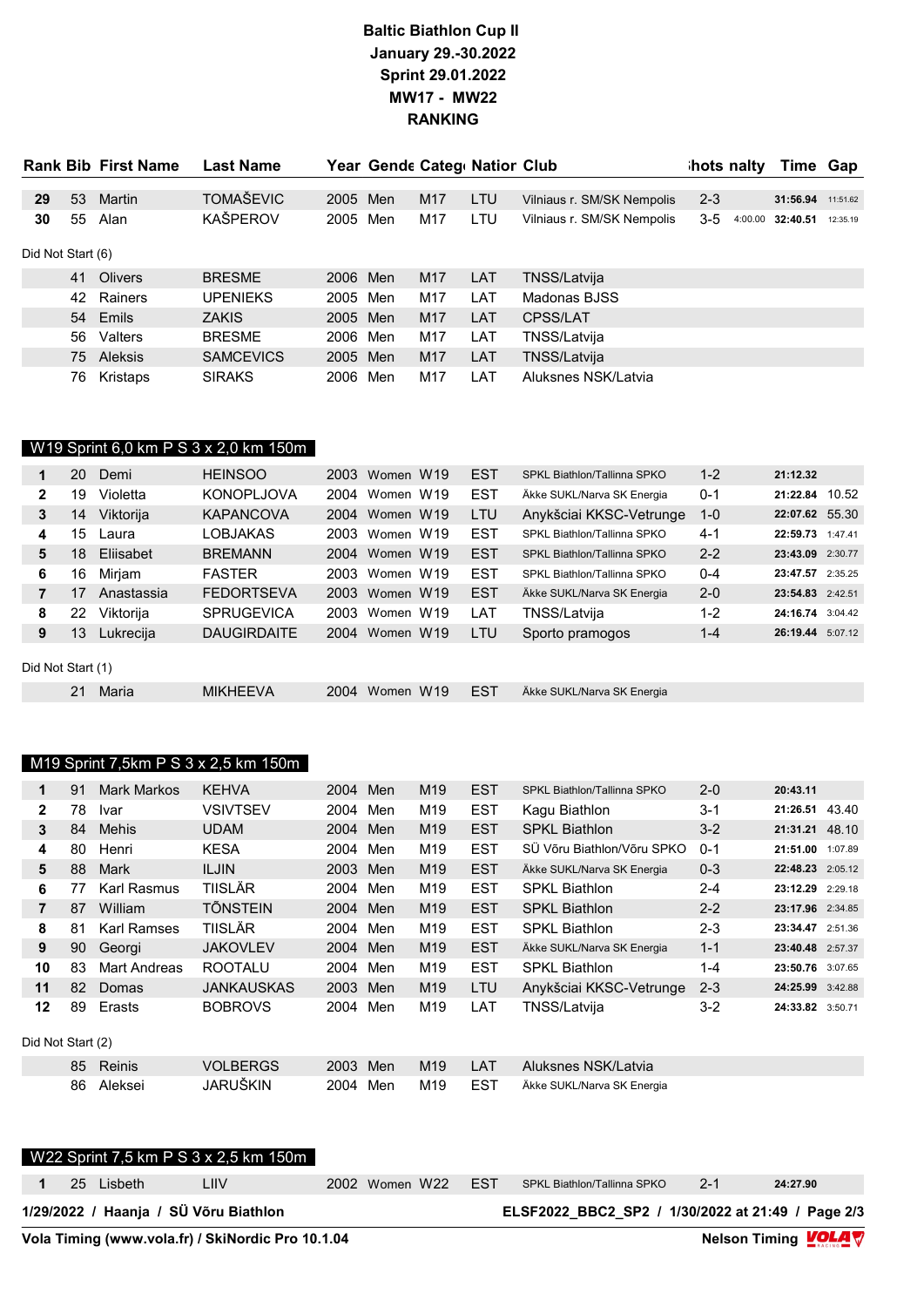# Baltic Biathlon Cup II
**January 29.-30.2022**
**Sprint 29.01.2022**
**MW17 - MW22**
**RANKING**

| Rank | Bib | First Name | Last Name | Year | Gender | Category | Nation | Club | Shots | Penalty | Time | Gap |
|---|---|---|---|---|---|---|---|---|---|---|---|---|
| 29 | 53 | Martin | TOMAŠEVIC | 2005 | Men | M17 | LTU | Vilniaus r. SM/SK Nempolis | 2-3 | | 31:56.94 | 11:51.62 |
| 30 | 55 | Alan | KAŠPEROV | 2005 | Men | M17 | LTU | Vilniaus r. SM/SK Nempolis | 3-5 | 4:00.00 | 32:40.51 | 12:35.19 |
| Did Not Start (6) | | | | | | | | | | | | |
| | 41 | Olivers | BRESME | 2006 | Men | M17 | LAT | TNSS/Latvija | | | | |
| | 42 | Rainers | UPENIEKS | 2005 | Men | M17 | LAT | Madonas BJSS | | | | |
| | 54 | Emils | ZAKIS | 2005 | Men | M17 | LAT | CPSS/LAT | | | | |
| | 56 | Valters | BRESME | 2006 | Men | M17 | LAT | TNSS/Latvija | | | | |
| | 75 | Aleksis | SAMCEVICS | 2005 | Men | M17 | LAT | TNSS/Latvija | | | | |
| | 76 | Kristaps | SIRAKS | 2006 | Men | M17 | LAT | Aluksnes NSK/Latvia | | | | |

## W19 Sprint 6,0 km P S 3 x 2,0 km 150m

| Rank | Bib | First Name | Last Name | Year | Gender | Category | Nation | Club | Shots | Penalty | Time | Gap |
|---|---|---|---|---|---|---|---|---|---|---|---|---|
| 1 | 20 | Demi | HEINSOO | 2003 | Women | W19 | EST | SPKL Biathlon/Tallinna SPKO | 1-2 | | 21:12.32 | |
| 2 | 19 | Violetta | KONOPLJOVA | 2004 | Women | W19 | EST | Äkke SUKL/Narva SK Energia | 0-1 | | 21:22.84 | 10.52 |
| 3 | 14 | Viktorija | KAPANCOVA | 2004 | Women | W19 | LTU | Anykšciai KKSC-Vetrunge | 1-0 | | 22:07.62 | 55.30 |
| 4 | 15 | Laura | LOBJAKAS | 2003 | Women | W19 | EST | SPKL Biathlon/Tallinna SPKO | 4-1 | | 22:59.73 | 1:47.41 |
| 5 | 18 | Eliisabet | BREMANN | 2004 | Women | W19 | EST | SPKL Biathlon/Tallinna SPKO | 2-2 | | 23:43.09 | 2:30.77 |
| 6 | 16 | Mirjam | FASTER | 2003 | Women | W19 | EST | SPKL Biathlon/Tallinna SPKO | 0-4 | | 23:47.57 | 2:35.25 |
| 7 | 17 | Anastassia | FEDORTSEVA | 2003 | Women | W19 | EST | Äkke SUKL/Narva SK Energia | 2-0 | | 23:54.83 | 2:42.51 |
| 8 | 22 | Viktorija | SPRUGEVICA | 2003 | Women | W19 | LAT | TNSS/Latvija | 1-2 | | 24:16.74 | 3:04.42 |
| 9 | 13 | Lukrecija | DAUGIRDAITE | 2004 | Women | W19 | LTU | Sporto pramogos | 1-4 | | 26:19.44 | 5:07.12 |
| Did Not Start (1) | | | | | | | | | | | | |
| | 21 | Maria | MIKHEEVA | 2004 | Women | W19 | EST | Äkke SUKL/Narva SK Energia | | | | |

## M19 Sprint 7,5km P S 3 x 2,5 km 150m

| Rank | Bib | First Name | Last Name | Year | Gender | Category | Nation | Club | Shots | Penalty | Time | Gap |
|---|---|---|---|---|---|---|---|---|---|---|---|---|
| 1 | 91 | Mark Markos | KEHVA | 2004 | Men | M19 | EST | SPKL Biathlon/Tallinna SPKO | 2-0 | | 20:43.11 | |
| 2 | 78 | Ivar | VSIVTSEV | 2004 | Men | M19 | EST | Kagu Biathlon | 3-1 | | 21:26.51 | 43.40 |
| 3 | 84 | Mehis | UDAM | 2004 | Men | M19 | EST | SPKL Biathlon | 3-2 | | 21:31.21 | 48.10 |
| 4 | 80 | Henri | KESA | 2004 | Men | M19 | EST | SÜ Võru Biathlon/Võru SPKO | 0-1 | | 21:51.00 | 1:07.89 |
| 5 | 88 | Mark | ILJIN | 2003 | Men | M19 | EST | Äkke SUKL/Narva SK Energia | 0-3 | | 22:48.23 | 2:05.12 |
| 6 | 77 | Karl Rasmus | TIISLÄR | 2004 | Men | M19 | EST | SPKL Biathlon | 2-4 | | 23:12.29 | 2:29.18 |
| 7 | 87 | William | TÕNSTEIN | 2004 | Men | M19 | EST | SPKL Biathlon | 2-2 | | 23:17.96 | 2:34.85 |
| 8 | 81 | Karl Ramses | TIISLÄR | 2004 | Men | M19 | EST | SPKL Biathlon | 2-3 | | 23:34.47 | 2:51.36 |
| 9 | 90 | Georgi | JAKOVLEV | 2004 | Men | M19 | EST | Äkke SUKL/Narva SK Energia | 1-1 | | 23:40.48 | 2:57.37 |
| 10 | 83 | Mart Andreas | ROOTALU | 2004 | Men | M19 | EST | SPKL Biathlon | 1-4 | | 23:50.76 | 3:07.65 |
| 11 | 82 | Domas | JANKAUSKAS | 2003 | Men | M19 | LTU | Anykšciai KKSC-Vetrunge | 2-3 | | 24:25.99 | 3:42.88 |
| 12 | 89 | Erasts | BOBROVS | 2004 | Men | M19 | LAT | TNSS/Latvija | 3-2 | | 24:33.82 | 3:50.71 |
| Did Not Start (2) | | | | | | | | | | | | |
| | 85 | Reinis | VOLBERGS | 2003 | Men | M19 | LAT | Aluksnes NSK/Latvia | | | | |
| | 86 | Aleksei | JARUŠKIN | 2004 | Men | M19 | EST | Äkke SUKL/Narva SK Energia | | | | |

## W22 Sprint 7,5 km P S 3 x 2,5 km 150m

| Rank | Bib | First Name | Last Name | Year | Gender | Category | Nation | Club | Shots | Penalty | Time | Gap |
|---|---|---|---|---|---|---|---|---|---|---|---|---|
| 1 | 25 | Lisbeth | LIIV | 2002 | Women | W22 | EST | SPKL Biathlon/Tallinna SPKO | 2-1 | | 24:27.90 | |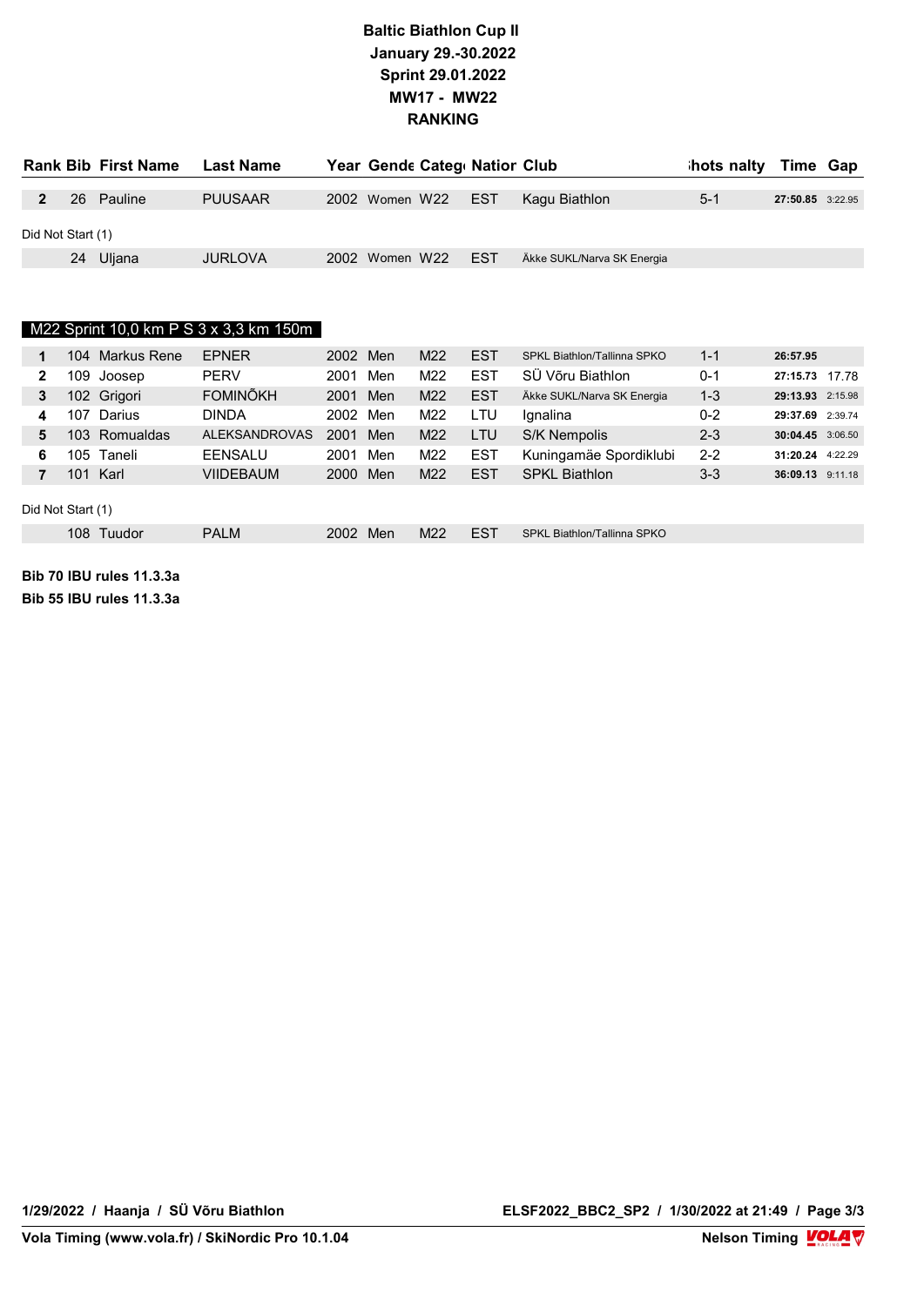**Baltic Biathlon Cup II**
**January 29.-30.2022**
**Sprint 29.01.2022**
**MW17 - MW22**
**RANKING**

| Rank | Bib | First Name | Last Name | Year | Gende | Categ | Natior | Club | hots | nalty | Time | Gap |
|---|---|---|---|---|---|---|---|---|---|---|---|---|
| 2 | 26 | Pauline | PUUSAAR | 2002 | Women | W22 | EST | Kagu Biathlon | 5-1 | | 27:50.85 | 3:22.95 |
| Did Not Start (1) | | | | | | | | | | | | |
| | 24 | Uljana | JURLOVA | 2002 | Women | W22 | EST | Äkke SUKL/Narva SK Energia | | | | |

**M22 Sprint 10,0 km P S 3 x 3,3 km 150m**

| Rank | Bib | First Name | Last Name | Year | Gende | Categ | Natior | Club | hots | nalty | Time | Gap |
|---|---|---|---|---|---|---|---|---|---|---|---|---|
| 1 | 104 | Markus Rene | EPNER | 2002 | Men | M22 | EST | SPKL Biathlon/Tallinna SPKO | 1-1 | | 26:57.95 | |
| 2 | 109 | Joosep | PERV | 2001 | Men | M22 | EST | SÜ Võru Biathlon | 0-1 | | 27:15.73 | 17.78 |
| 3 | 102 | Grigori | FOMINÕKH | 2001 | Men | M22 | EST | Äkke SUKL/Narva SK Energia | 1-3 | | 29:13.93 | 2:15.98 |
| 4 | 107 | Darius | DINDA | 2002 | Men | M22 | LTU | Ignalina | 0-2 | | 29:37.69 | 2:39.74 |
| 5 | 103 | Romualdas | ALEKSANDROVAS | 2001 | Men | M22 | LTU | S/K Nempolis | 2-3 | | 30:04.45 | 3:06.50 |
| 6 | 105 | Taneli | EENSALU | 2001 | Men | M22 | EST | Kuningamäe Spordiklubi | 2-2 | | 31:20.24 | 4:22.29 |
| 7 | 101 | Karl | VIIDEBAUM | 2000 | Men | M22 | EST | SPKL Biathlon | 3-3 | | 36:09.13 | 9:11.18 |
| Did Not Start (1) | | | | | | | | | | | | |
| | 108 | Tuudor | PALM | 2002 | Men | M22 | EST | SPKL Biathlon/Tallinna SPKO | | | | |

**Bib 70 IBU rules 11.3.3a**

**Bib 55 IBU rules 11.3.3a**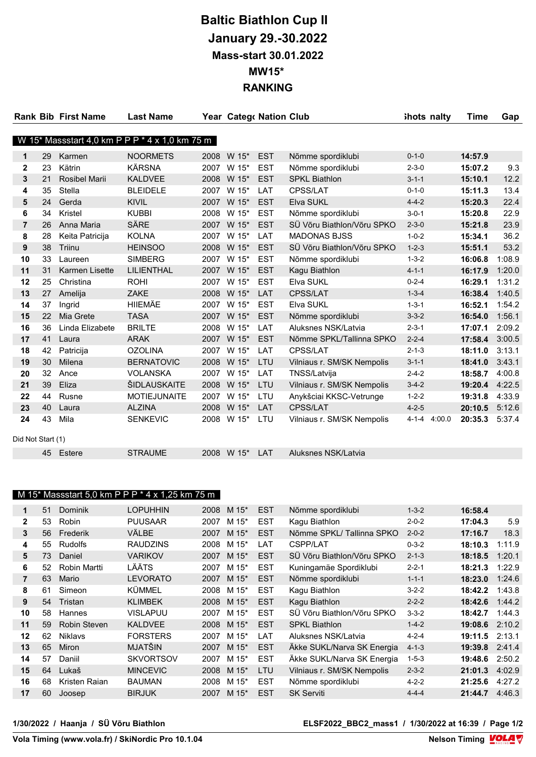# Baltic Biathlon Cup II

## January 29.-30.2022

### Mass-start 30.01.2022

### MW15*

### RANKING

**W 15* Massstart 4,0 km P P P P * 4 x 1,0 km 75 m**

| Rank | Bib | First Name | Last Name | Year | Category | Nation | Club | Shots | Penalty | Time | Gap |
|---|---|---|---|---|---|---|---|---|---|---|---|
| 1 | 29 | Karmen | NOORMETS | 2008 | W 15* | EST | Nõmme spordiklubi | 0-1-0 | | **14:57.9** | |
| 2 | 23 | Kätrin | KÄRSNA | 2007 | W 15* | EST | Nõmme spordiklubi | 2-3-0 | | **15:07.2** | 9.3 |
| 3 | 21 | Rosibel Marii | KALDVEE | 2008 | W 15* | EST | SPKL Biathlon | 3-1-1 | | **15:10.1** | 12.2 |
| 4 | 35 | Stella | BLEIDELE | 2007 | W 15* | LAT | CPSS/LAT | 0-1-0 | | **15:11.3** | 13.4 |
| 5 | 24 | Gerda | KIVIL | 2007 | W 15* | EST | Elva SUKL | 4-4-2 | | **15:20.3** | 22.4 |
| 6 | 34 | Kristel | KUBBI | 2008 | W 15* | EST | Nõmme spordiklubi | 3-0-1 | | **15:20.8** | 22.9 |
| 7 | 26 | Anna Maria | SÄRE | 2007 | W 15* | EST | SÜ Võru Biathlon/Võru SPKO | 2-3-0 | | **15:21.8** | 23.9 |
| 8 | 28 | Keita Patricija | KOLNA | 2007 | W 15* | LAT | MADONAS BJSS | 1-0-2 | | **15:34.1** | 36.2 |
| 9 | 38 | Triinu | HEINSOO | 2008 | W 15* | EST | SÜ Võru Biathlon/Võru SPKO | 1-2-3 | | **15:51.1** | 53.2 |
| 10 | 33 | Laureen | SIMBERG | 2007 | W 15* | EST | Nõmme spordiklubi | 1-3-2 | | **16:06.8** | 1:08.9 |
| 11 | 31 | Karmen Lisette | LILIENTHAL | 2007 | W 15* | EST | Kagu Biathlon | 4-1-1 | | **16:17.9** | 1:20.0 |
| 12 | 25 | Christina | ROHI | 2007 | W 15* | EST | Elva SUKL | 0-2-4 | | **16:29.1** | 1:31.2 |
| 13 | 27 | Amelija | ZAKE | 2008 | W 15* | LAT | CPSS/LAT | 1-3-4 | | **16:38.4** | 1:40.5 |
| 14 | 37 | Ingrid | HIIEMÄE | 2007 | W 15* | EST | Elva SUKL | 1-3-1 | | **16:52.1** | 1:54.2 |
| 15 | 22 | Mia Grete | TASA | 2007 | W 15* | EST | Nõmme spordiklubi | 3-3-2 | | **16:54.0** | 1:56.1 |
| 16 | 36 | Linda Elizabete | BRILTE | 2008 | W 15* | LAT | Aluksnes NSK/Latvia | 2-3-1 | | **17:07.1** | 2:09.2 |
| 17 | 41 | Laura | ARAK | 2007 | W 15* | EST | Nõmme SPKL/Tallinna SPKO | 2-2-4 | | **17:58.4** | 3:00.5 |
| 18 | 42 | Patricija | OZOLINA | 2007 | W 15* | LAT | CPSS/LAT | 2-1-3 | | **18:11.0** | 3:13.1 |
| 19 | 30 | Milena | BERNATOVIC | 2008 | W 15* | LTU | Vilniaus r. SM/SK Nempolis | 3-1-1 | | **18:41.0** | 3:43.1 |
| 20 | 32 | Ance | VOLANSKA | 2007 | W 15* | LAT | TNSS/Latvija | 2-4-2 | | **18:58.7** | 4:00.8 |
| 21 | 39 | Eliza | ŠIDLAUSKAITE | 2008 | W 15* | LTU | Vilniaus r. SM/SK Nempolis | 3-4-2 | | **19:20.4** | 4:22.5 |
| 22 | 44 | Rusne | MOTIEJUNAITE | 2007 | W 15* | LTU | Anykšciai KKSC-Vetrunge | 1-2-2 | | **19:31.8** | 4:33.9 |
| 23 | 40 | Laura | ALZINA | 2008 | W 15* | LAT | CPSS/LAT | 4-2-5 | | **20:10.5** | 5:12.6 |
| 24 | 43 | Mila | SENKEVIC | 2008 | W 15* | LTU | Vilniaus r. SM/SK Nempolis | 4-1-4 | 4:00.0 | **20:35.3** | 5:37.4 |

Did Not Start (1)

| Rank | Bib | First Name | Last Name | Year | Category | Nation | Club |
|---|---|---|---|---|---|---|---|
| | 45 | Estere | STRAUME | 2008 | W 15* | LAT | Aluksnes NSK/Latvia |

**M 15* Massstart 5,0 km P P P P * 4 x 1,25 km 75 m**

| Rank | Bib | First Name | Last Name | Year | Category | Nation | Club | Shots | Penalty | Time | Gap |
|---|---|---|---|---|---|---|---|---|---|---|---|
| 1 | 51 | Dominik | LOPUHHIN | 2008 | M 15* | EST | Nõmme spordiklubi | 1-3-2 | | **16:58.4** | |
| 2 | 53 | Robin | PUUSAAR | 2007 | M 15* | EST | Kagu Biathlon | 2-0-2 | | **17:04.3** | 5.9 |
| 3 | 56 | Frederik | VÄLBE | 2007 | M 15* | EST | Nõmme SPKL/ Tallinna SPKO | 2-0-2 | | **17:16.7** | 18.3 |
| 4 | 55 | Rudolfs | RAUDZINS | 2008 | M 15* | LAT | CSPP/LAT | 0-3-2 | | **18:10.3** | 1:11.9 |
| 5 | 73 | Daniel | VARIKOV | 2007 | M 15* | EST | SÜ Võru Biathlon/Võru SPKO | 2-1-3 | | **18:18.5** | 1:20.1 |
| 6 | 52 | Robin Martti | LÄÄTS | 2007 | M 15* | EST | Kuningamäe Spordiklubi | 2-2-1 | | **18:21.3** | 1:22.9 |
| 7 | 63 | Mario | LEVORATO | 2007 | M 15* | EST | Nõmme spordiklubi | 1-1-1 | | **18:23.0** | 1:24.6 |
| 8 | 61 | Simeon | KÜMMEL | 2008 | M 15* | EST | Kagu Biathlon | 3-2-2 | | **18:42.2** | 1:43.8 |
| 9 | 54 | Tristan | KLIMBEK | 2008 | M 15* | EST | Kagu Biathlon | 2-2-2 | | **18:42.6** | 1:44.2 |
| 10 | 58 | Hannes | VISLAPUU | 2007 | M 15* | EST | SÜ Võru Biathlon/Võru SPKO | 3-3-2 | | **18:42.7** | 1:44.3 |
| 11 | 59 | Robin Steven | KALDVEE | 2008 | M 15* | EST | SPKL Biathlon | 1-4-2 | | **19:08.6** | 2:10.2 |
| 12 | 62 | Niklavs | FORSTERS | 2007 | M 15* | LAT | Aluksnes NSK/Latvia | 4-2-4 | | **19:11.5** | 2:13.1 |
| 13 | 65 | Miron | MJATŠIN | 2007 | M 15* | EST | Äkke SUKL/Narva SK Energia | 4-1-3 | | **19:39.8** | 2:41.4 |
| 14 | 57 | Daniil | SKVORTSOV | 2007 | M 15* | EST | Äkke SUKL/Narva SK Energia | 1-5-3 | | **19:48.6** | 2:50.2 |
| 15 | 64 | Lukaš | MINCEVIC | 2008 | M 15* | LTU | Vilniaus r. SM/SK Nempolis | 2-3-2 | | **21:01.3** | 4:02.9 |
| 16 | 68 | Kristen Raian | BAUMAN | 2008 | M 15* | EST | Nõmme spordiklubi | 4-2-2 | | **21:25.6** | 4:27.2 |
| 17 | 60 | Joosep | BIRJUK | 2007 | M 15* | EST | SK Serviti | 4-4-4 | | **21:44.7** | 4:46.3 |

**1/30/2022 / Haanja / SÜ Võru Biathlon** — **ELSF2022_BBC2_mass1 / 1/30/2022 at 16:39**

**Vola Timing (www.vola.fr) / SkiNordic Pro 10.1.04** — **Nelson Timing**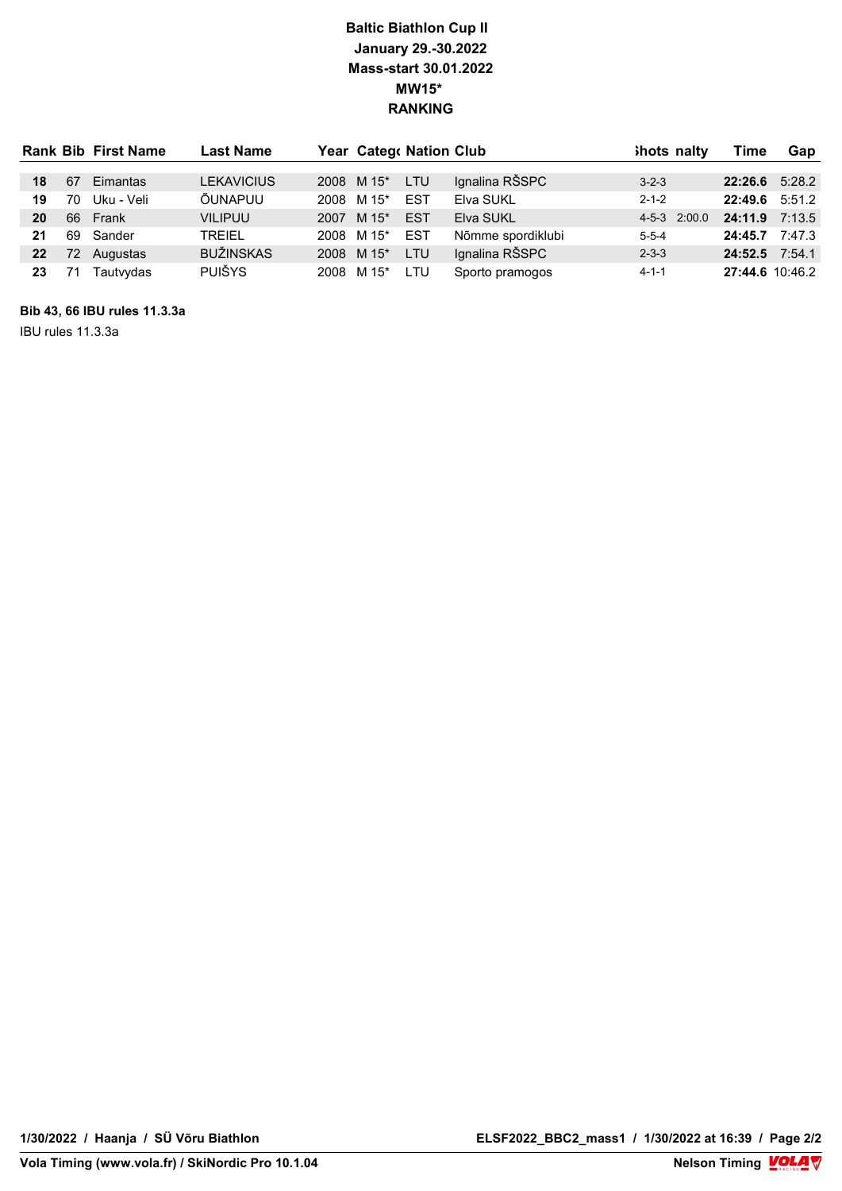# Baltic Biathlon Cup II
## January 29.-30.2022
## Mass-start 30.01.2022
## MW15*
## RANKING

| Rank | Bib | First Name | Last Name | Year | Categ | Nation | Club | Shots | Penalty | Time | Gap |
|---|---|---|---|---|---|---|---|---|---|---|---|
| **18** | 67 | Eimantas | LEKAVICIUS | 2008 | M 15* | LTU | Ignalina RŠSPC | 3-2-3 | | **22:26.6** | 5:28.2 |
| **19** | 70 | Uku - Veli | ÕUNAPUU | 2008 | M 15* | EST | Elva SUKL | 2-1-2 | | **22:49.6** | 5:51.2 |
| **20** | 66 | Frank | VILIPUU | 2007 | M 15* | EST | Elva SUKL | 4-5-3 | 2:00.0 | **24:11.9** | 7:13.5 |
| **21** | 69 | Sander | TREIEL | 2008 | M 15* | EST | Nõmme spordiklubi | 5-5-4 | | **24:45.7** | 7:47.3 |
| **22** | 72 | Augustas | BUŽINSKAS | 2008 | M 15* | LTU | Ignalina RŠSPC | 2-3-3 | | **24:52.5** | 7:54.1 |
| **23** | 71 | Tautvydas | PUIŠYS | 2008 | M 15* | LTU | Sporto pramogos | 4-1-1 | | **27:44.6** | 10:46.2 |

**Bib 43, 66 IBU rules 11.3.3a**

IBU rules 11.3.3a

1/30/2022 / Haanja / SÜ Võru Biathlon

ELSF2022_BBC2_mass1 / 1/30/2022 at 16:39

Vola Timing (www.vola.fr) / SkiNordic Pro 10.1.04

Nelson Timing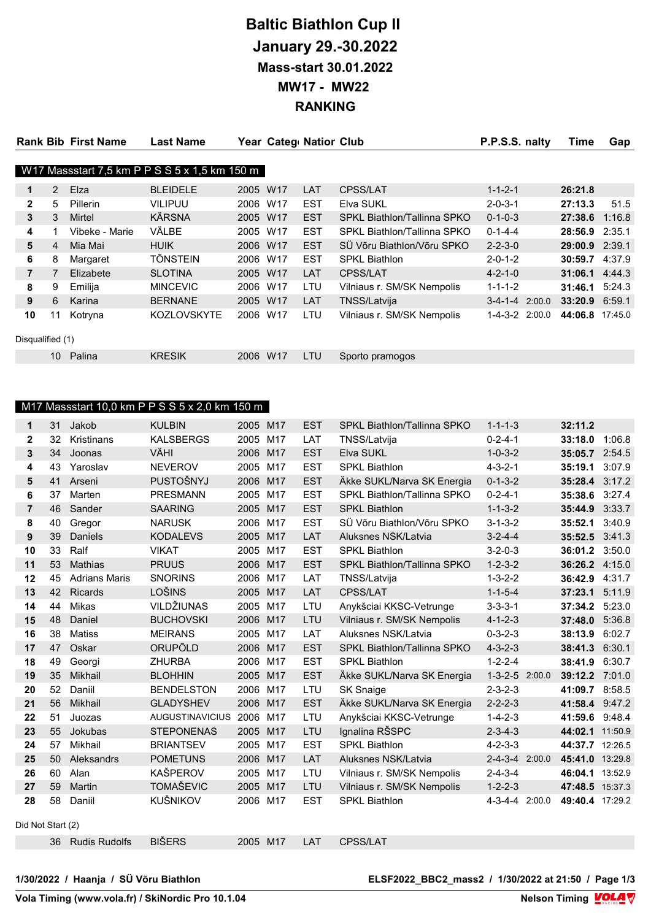# Baltic Biathlon Cup II

## January 29.-30.2022

## Mass-start 30.01.2022

## MW17 - MW22

## RANKING

### W17 Massstart 7,5 km P P S S 5 x 1,5 km 150 m

| Rank | Bib | First Name | Last Name | Year | Category | Nation | Club | P.P.S.S. | Penalty | Time | Gap |
|---|---|---|---|---|---|---|---|---|---|---|---|
| 1 | 2 | Elza | BLEIDELE | 2005 | W17 | LAT | CPSS/LAT | 1-1-2-1 | | **26:21.8** | |
| 2 | 5 | Pillerin | VILIPUU | 2006 | W17 | EST | Elva SUKL | 2-0-3-1 | | **27:13.3** | 51.5 |
| 3 | 3 | Mirtel | KÄRSNA | 2005 | W17 | EST | SPKL Biathlon/Tallinna SPKO | 0-1-0-3 | | **27:38.6** | 1:16.8 |
| 4 | 1 | Vibeke - Marie | VÄLBE | 2005 | W17 | EST | SPKL Biathlon/Tallinna SPKO | 0-1-4-4 | | **28:56.9** | 2:35.1 |
| 5 | 4 | Mia Mai | HUIK | 2006 | W17 | EST | SÜ Võru Biathlon/Võru SPKO | 2-2-3-0 | | **29:00.9** | 2:39.1 |
| 6 | 8 | Margaret | TÕNSTEIN | 2006 | W17 | EST | SPKL Biathlon | 2-0-1-2 | | **30:59.7** | 4:37.9 |
| 7 | 7 | Elizabete | SLOTINA | 2005 | W17 | LAT | CPSS/LAT | 4-2-1-0 | | **31:06.1** | 4:44.3 |
| 8 | 9 | Emilija | MINCEVIC | 2006 | W17 | LTU | Vilniaus r. SM/SK Nempolis | 1-1-1-2 | | **31:46.1** | 5:24.3 |
| 9 | 6 | Karina | BERNANE | 2005 | W17 | LAT | TNSS/Latvija | 3-4-1-4 | 2:00.0 | **33:20.9** | 6:59.1 |
| 10 | 11 | Kotryna | KOZLOVSKYTE | 2006 | W17 | LTU | Vilniaus r. SM/SK Nempolis | 1-4-3-2 | 2:00.0 | **44:06.8** | 17:45.0 |

Disqualified (1)

| Rank | Bib | First Name | Last Name | Year | Category | Nation | Club |
|---|---|---|---|---|---|---|---|
| | 10 | Palina | KRESIK | 2006 | W17 | LTU | Sporto pramogos |

### M17 Massstart 10,0 km P P S S 5 x 2,0 km 150 m

| Rank | Bib | First Name | Last Name | Year | Category | Nation | Club | P.P.S.S. | Penalty | Time | Gap |
|---|---|---|---|---|---|---|---|---|---|---|---|
| 1 | 31 | Jakob | KULBIN | 2005 | M17 | EST | SPKL Biathlon/Tallinna SPKO | 1-1-1-3 | | **32:11.2** | |
| 2 | 32 | Kristinans | KALSBERGS | 2005 | M17 | LAT | TNSS/Latvija | 0-2-4-1 | | **33:18.0** | 1:06.8 |
| 3 | 34 | Joonas | VÄHI | 2006 | M17 | EST | Elva SUKL | 1-0-3-2 | | **35:05.7** | 2:54.5 |
| 4 | 43 | Yaroslav | NEVEROV | 2005 | M17 | EST | SPKL Biathlon | 4-3-2-1 | | **35:19.1** | 3:07.9 |
| 5 | 41 | Arseni | PUSTOŠNYJ | 2006 | M17 | EST | Äkke SUKL/Narva SK Energia | 0-1-3-2 | | **35:28.4** | 3:17.2 |
| 6 | 37 | Marten | PRESMANN | 2005 | M17 | EST | SPKL Biathlon/Tallinna SPKO | 0-2-4-1 | | **35:38.6** | 3:27.4 |
| 7 | 46 | Sander | SAARING | 2005 | M17 | EST | SPKL Biathlon | 1-1-3-2 | | **35:44.9** | 3:33.7 |
| 8 | 40 | Gregor | NARUSK | 2006 | M17 | EST | SÜ Võru Biathlon/Võru SPKO | 3-1-3-2 | | **35:52.1** | 3:40.9 |
| 9 | 39 | Daniels | KODALEVS | 2005 | M17 | LAT | Aluksnes NSK/Latvia | 3-2-4-4 | | **35:52.5** | 3:41.3 |
| 10 | 33 | Ralf | VIKAT | 2005 | M17 | EST | SPKL Biathlon | 3-2-0-3 | | **36:01.2** | 3:50.0 |
| 11 | 53 | Mathias | PRUUS | 2006 | M17 | EST | SPKL Biathlon/Tallinna SPKO | 1-2-3-2 | | **36:26.2** | 4:15.0 |
| 12 | 45 | Adrians Maris | SNORINS | 2006 | M17 | LAT | TNSS/Latvija | 1-3-2-2 | | **36:42.9** | 4:31.7 |
| 13 | 42 | Ricards | LOŠINS | 2005 | M17 | LAT | CPSS/LAT | 1-1-5-4 | | **37:23.1** | 5:11.9 |
| 14 | 44 | Mikas | VILDŽIUNAS | 2005 | M17 | LTU | Anykšciai KKSC-Vetrunge | 3-3-3-1 | | **37:34.2** | 5:23.0 |
| 15 | 48 | Daniel | BUCHOVSKI | 2006 | M17 | LTU | Vilniaus r. SM/SK Nempolis | 4-1-2-3 | | **37:48.0** | 5:36.8 |
| 16 | 38 | Matiss | MEIRANS | 2005 | M17 | LAT | Aluksnes NSK/Latvia | 0-3-2-3 | | **38:13.9** | 6:02.7 |
| 17 | 47 | Oskar | ORUPÕLD | 2006 | M17 | EST | SPKL Biathlon/Tallinna SPKO | 4-3-2-3 | | **38:41.3** | 6:30.1 |
| 18 | 49 | Georgi | ZHURBA | 2006 | M17 | EST | SPKL Biathlon | 1-2-2-4 | | **38:41.9** | 6:30.7 |
| 19 | 35 | Mikhail | BLOHHIN | 2005 | M17 | EST | Äkke SUKL/Narva SK Energia | 1-3-2-5 | 2:00.0 | **39:12.2** | 7:01.0 |
| 20 | 52 | Daniil | BENDELSTON | 2006 | M17 | LTU | SK Snaige | 2-3-2-3 | | **41:09.7** | 8:58.5 |
| 21 | 56 | Mikhail | GLADYSHEV | 2006 | M17 | EST | Äkke SUKL/Narva SK Energia | 2-2-2-3 | | **41:58.4** | 9:47.2 |
| 22 | 51 | Juozas | AUGUSTINAVICIUS | 2006 | M17 | LTU | Anykšciai KKSC-Vetrunge | 1-4-2-3 | | **41:59.6** | 9:48.4 |
| 23 | 55 | Jokubas | STEPONENAS | 2005 | M17 | LTU | Ignalina RŠSPC | 2-3-4-3 | | **44:02.1** | 11:50.9 |
| 24 | 57 | Mikhail | BRIANTSEV | 2005 | M17 | EST | SPKL Biathlon | 4-2-3-3 | | **44:37.7** | 12:26.5 |
| 25 | 50 | Aleksandrs | POMETUNS | 2006 | M17 | LAT | Aluksnes NSK/Latvia | 2-4-3-4 | 2:00.0 | **45:41.0** | 13:29.8 |
| 26 | 60 | Alan | KAŠPEROV | 2005 | M17 | LTU | Vilniaus r. SM/SK Nempolis | 2-4-3-4 | | **46:04.1** | 13:52.9 |
| 27 | 59 | Martin | TOMAŠEVIC | 2005 | M17 | LTU | Vilniaus r. SM/SK Nempolis | 1-2-2-3 | | **47:48.5** | 15:37.3 |
| 28 | 58 | Daniil | KUŠNIKOV | 2006 | M17 | EST | SPKL Biathlon | 4-3-4-4 | 2:00.0 | **49:40.4** | 17:29.2 |

Did Not Start (2)

| Rank | Bib | First Name | Last Name | Year | Category | Nation | Club |
|---|---|---|---|---|---|---|---|
| | 36 | Rudis Rudolfs | BIŠERS | 2005 | M17 | LAT | CPSS/LAT |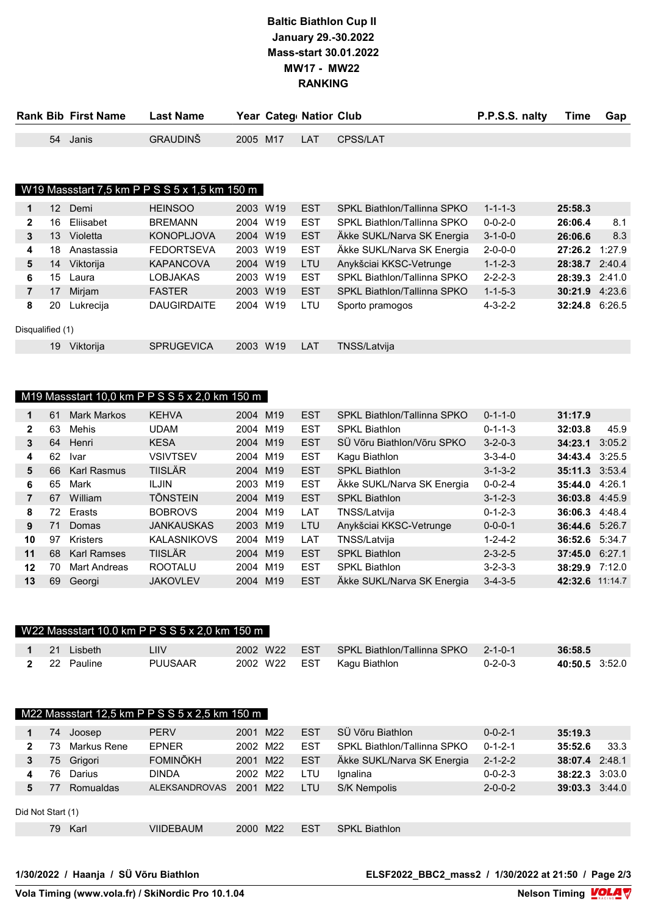# Baltic Biathlon Cup II

**January 29.-30.2022**

**Mass-start 30.01.2022**

**MW17 - MW22**

**RANKING**

| Rank | Bib | First Name | Last Name | Year | Categ | Nation | Club | P.P.S.S. nalty | Time | Gap |
|---|---|---|---|---|---|---|---|---|---|---|
| | 54 | Janis | GRAUDINŠ | 2005 | M17 | LAT | CPSS/LAT | | | |

## W19 Massstart 7,5 km P P S S 5 x 1,5 km 150 m

| Rank | Bib | First Name | Last Name | Year | Categ | Nation | Club | P.P.S.S. nalty | Time | Gap |
|---|---|---|---|---|---|---|---|---|---|---|
| 1 | 12 | Demi | HEINSOO | 2003 | W19 | EST | SPKL Biathlon/Tallinna SPKO | 1-1-1-3 | **25:58.3** | |
| 2 | 16 | Eliisabet | BREMANN | 2004 | W19 | EST | SPKL Biathlon/Tallinna SPKO | 0-0-2-0 | **26:06.4** | 8.1 |
| 3 | 13 | Violetta | KONOPLJOVA | 2004 | W19 | EST | Äkke SUKL/Narva SK Energia | 3-1-0-0 | **26:06.6** | 8.3 |
| 4 | 18 | Anastassia | FEDORTSEVA | 2003 | W19 | EST | Äkke SUKL/Narva SK Energia | 2-0-0-0 | **27:26.2** | 1:27.9 |
| 5 | 14 | Viktorija | KAPANCOVA | 2004 | W19 | LTU | Anykšciai KKSC-Vetrunge | 1-1-2-3 | **28:38.7** | 2:40.4 |
| 6 | 15 | Laura | LOBJAKAS | 2003 | W19 | EST | SPKL Biathlon/Tallinna SPKO | 2-2-2-3 | **28:39.3** | 2:41.0 |
| 7 | 17 | Mirjam | FASTER | 2003 | W19 | EST | SPKL Biathlon/Tallinna SPKO | 1-1-5-3 | **30:21.9** | 4:23.6 |
| 8 | 20 | Lukrecija | DAUGIRDAITE | 2004 | W19 | LTU | Sporto pramogos | 4-3-2-2 | **32:24.8** | 6:26.5 |

Disqualified (1)

| Rank | Bib | First Name | Last Name | Year | Categ | Nation | Club | P.P.S.S. nalty | Time | Gap |
|---|---|---|---|---|---|---|---|---|---|---|
| | 19 | Viktorija | SPRUGEVICA | 2003 | W19 | LAT | TNSS/Latvija | | | |

## M19 Massstart 10,0 km P P S S 5 x 2,0 km 150 m

| Rank | Bib | First Name | Last Name | Year | Categ | Nation | Club | P.P.S.S. nalty | Time | Gap |
|---|---|---|---|---|---|---|---|---|---|---|
| 1 | 61 | Mark Markos | KEHVA | 2004 | M19 | EST | SPKL Biathlon/Tallinna SPKO | 0-1-1-0 | **31:17.9** | |
| 2 | 63 | Mehis | UDAM | 2004 | M19 | EST | SPKL Biathlon | 0-1-1-3 | **32:03.8** | 45.9 |
| 3 | 64 | Henri | KESA | 2004 | M19 | EST | SÜ Võru Biathlon/Võru SPKO | 3-2-0-3 | **34:23.1** | 3:05.2 |
| 4 | 62 | Ivar | VSIVTSEV | 2004 | M19 | EST | Kagu Biathlon | 3-3-4-0 | **34:43.4** | 3:25.5 |
| 5 | 66 | Karl Rasmus | TIISLÄR | 2004 | M19 | EST | SPKL Biathlon | 3-1-3-2 | **35:11.3** | 3:53.4 |
| 6 | 65 | Mark | ILJIN | 2003 | M19 | EST | Äkke SUKL/Narva SK Energia | 0-0-2-4 | **35:44.0** | 4:26.1 |
| 7 | 67 | William | TÕNSTEIN | 2004 | M19 | EST | SPKL Biathlon | 3-1-2-3 | **36:03.8** | 4:45.9 |
| 8 | 72 | Erasts | BOBROVS | 2004 | M19 | LAT | TNSS/Latvija | 0-1-2-3 | **36:06.3** | 4:48.4 |
| 9 | 71 | Domas | JANKAUSKAS | 2003 | M19 | LTU | Anykšciai KKSC-Vetrunge | 0-0-0-1 | **36:44.6** | 5:26.7 |
| 10 | 97 | Kristers | KALASNIKOVS | 2004 | M19 | LAT | TNSS/Latvija | 1-2-4-2 | **36:52.6** | 5:34.7 |
| 11 | 68 | Karl Ramses | TIISLÄR | 2004 | M19 | EST | SPKL Biathlon | 2-3-2-5 | **37:45.0** | 6:27.1 |
| 12 | 70 | Mart Andreas | ROOTALU | 2004 | M19 | EST | SPKL Biathlon | 3-2-3-3 | **38:29.9** | 7:12.0 |
| 13 | 69 | Georgi | JAKOVLEV | 2004 | M19 | EST | Äkke SUKL/Narva SK Energia | 3-4-3-5 | **42:32.6** | 11:14.7 |

## W22 Massstart 10.0 km P P S S 5 x 2,0 km 150 m

| Rank | Bib | First Name | Last Name | Year | Categ | Nation | Club | P.P.S.S. nalty | Time | Gap |
|---|---|---|---|---|---|---|---|---|---|---|
| 1 | 21 | Lisbeth | LIIV | 2002 | W22 | EST | SPKL Biathlon/Tallinna SPKO | 2-1-0-1 | **36:58.5** | |
| 2 | 22 | Pauline | PUUSAAR | 2002 | W22 | EST | Kagu Biathlon | 0-2-0-3 | **40:50.5** | 3:52.0 |

## M22 Massstart 12,5 km P P S S 5 x 2,5 km 150 m

| Rank | Bib | First Name | Last Name | Year | Categ | Nation | Club | P.P.S.S. nalty | Time | Gap |
|---|---|---|---|---|---|---|---|---|---|---|
| 1 | 74 | Joosep | PERV | 2001 | M22 | EST | SÜ Võru Biathlon | 0-0-2-1 | **35:19.3** | |
| 2 | 73 | Markus Rene | EPNER | 2002 | M22 | EST | SPKL Biathlon/Tallinna SPKO | 0-1-2-1 | **35:52.6** | 33.3 |
| 3 | 75 | Grigori | FOMINÕKH | 2001 | M22 | EST | Äkke SUKL/Narva SK Energia | 2-1-2-2 | **38:07.4** | 2:48.1 |
| 4 | 76 | Darius | DINDA | 2002 | M22 | LTU | Ignalina | 0-0-2-3 | **38:22.3** | 3:03.0 |
| 5 | 77 | Romualdas | ALEKSANDROVAS | 2001 | M22 | LTU | S/K Nempolis | 2-0-0-2 | **39:03.3** | 3:44.0 |

Did Not Start (1)

| Rank | Bib | First Name | Last Name | Year | Categ | Nation | Club | P.P.S.S. nalty | Time | Gap |
|---|---|---|---|---|---|---|---|---|---|---|
| | 79 | Karl | VIIDEBAUM | 2000 | M22 | EST | SPKL Biathlon | | | |

1/30/2022 / Haanja / SÜ Võru Biathlon

ELSF2022_BBC2_mass2 / 1/30/2022 at 21:50

Vola Timing (www.vola.fr) / SkiNordic Pro 10.1.04

Nelson Timing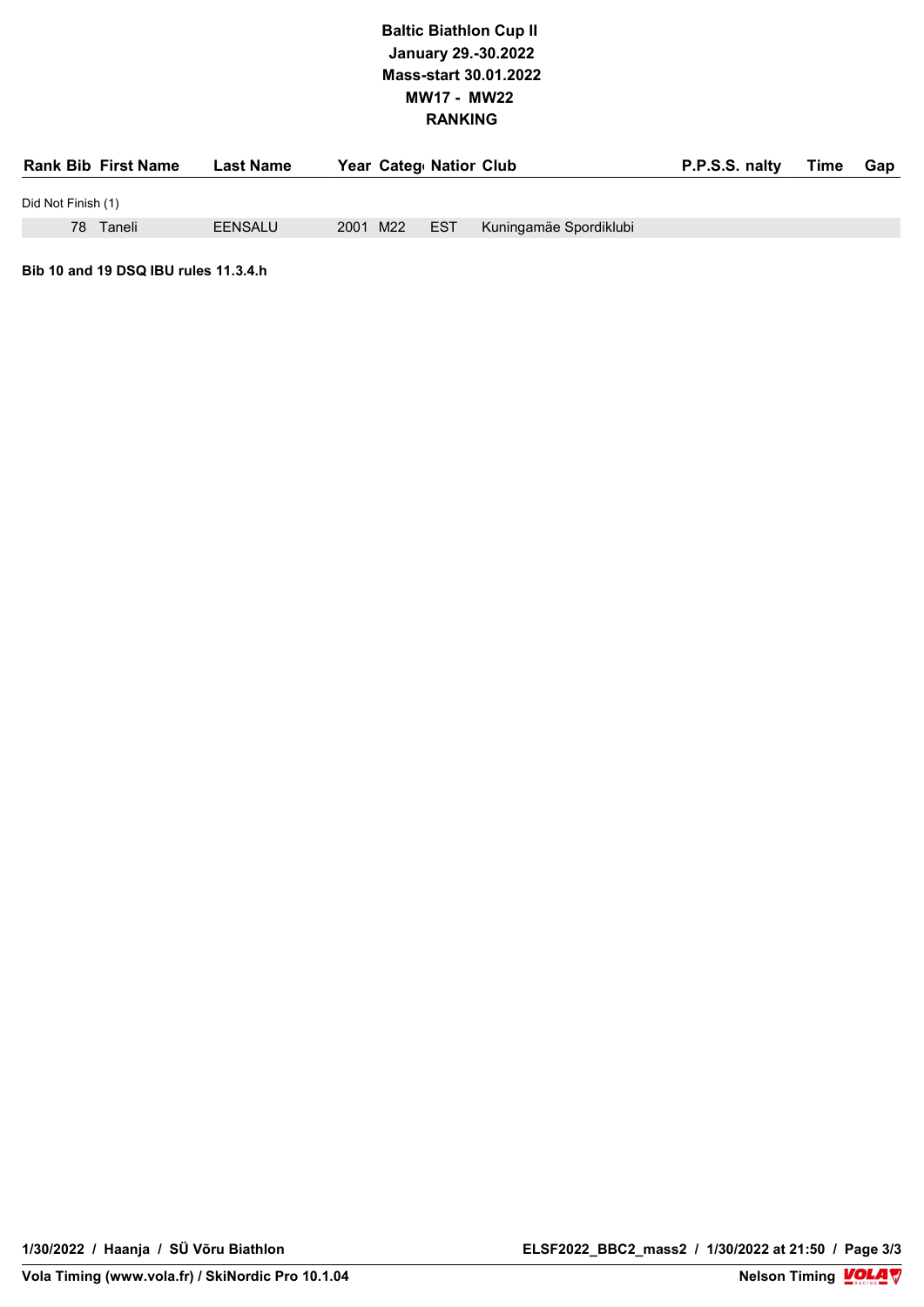**Baltic Biathlon Cup II**
**January 29.-30.2022**
**Mass-start 30.01.2022**
**MW17 - MW22**
**RANKING**

| Rank | Bib | First Name | Last Name | Year | Categ | Nation | Club | P.P.S.S. | nalty | Time | Gap |
|---|---|---|---|---|---|---|---|---|---|---|---|
| Did Not Finish (1) | | | | | | | | | | | |
| | 78 | Taneli | EENSALU | 2001 | M22 | EST | Kuningamäe Spordiklubi | | | | |

**Bib 10 and 19 DSQ IBU rules 11.3.4.h**

1/30/2022 / Haanja / SÜ Võru Biathlon

ELSF2022_BBC2_mass2 / 1/30/2022 at 21:50

Vola Timing (www.vola.fr) / SkiNordic Pro 10.1.04

Nelson Timing